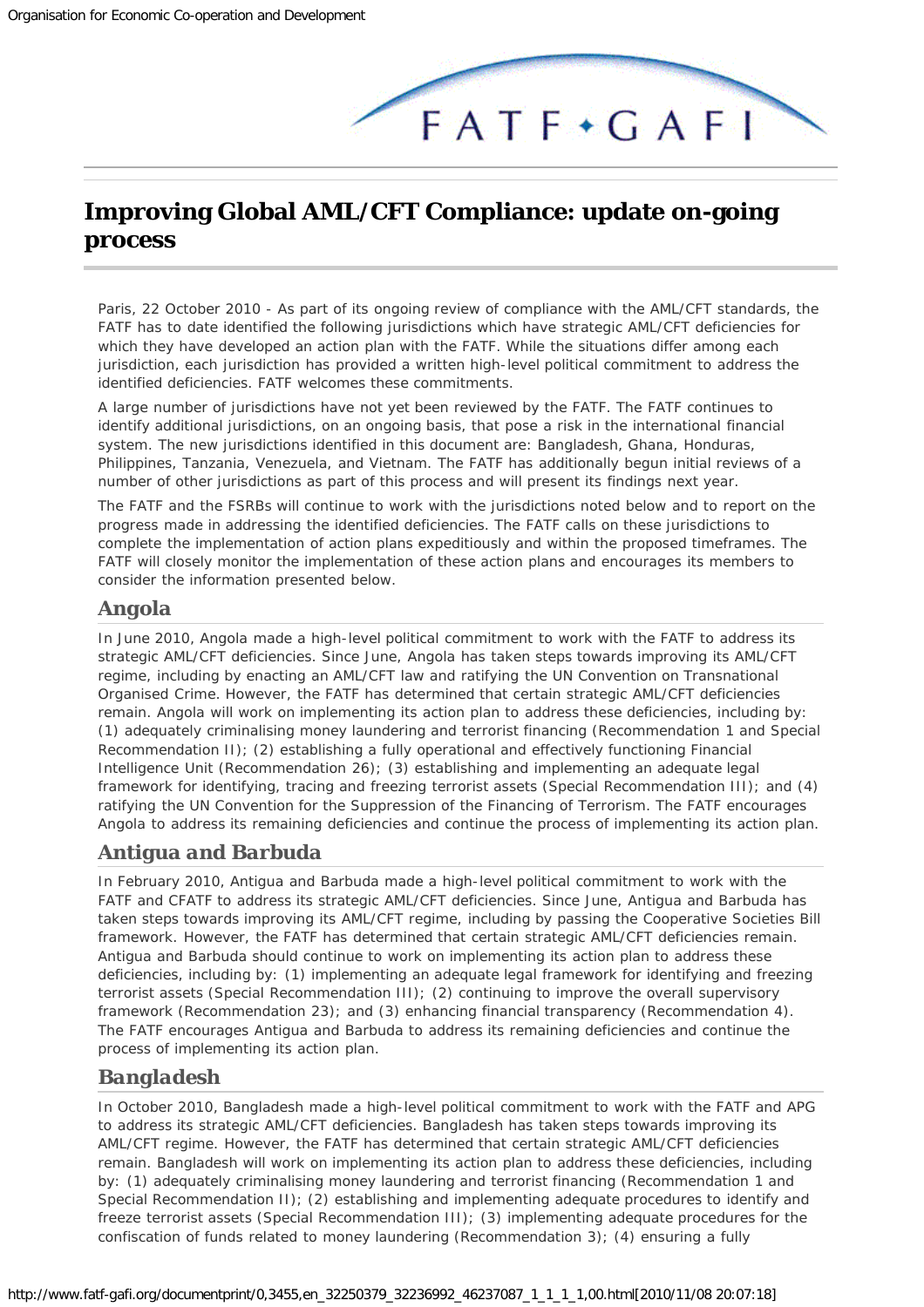# Improving Global AML/CFT Compliance: update on-going process

Paris, 22 October 2010 - As part of its ongoing review of compliance with the AML/CFT standards, the FATF has to date identified the following jurisdictions which have strategic AML/CFT deficiencies for which they have developed an action plan with the FATF. While the situations differ among each jurisdiction, each jurisdiction has provided a written high-level political commitment to address the identified deficiencies. FATF welcomes these commitments.

A large number of jurisdictions have not yet been reviewed by the FATF. The FATF continues to identify additional jurisdictions, on an ongoing basis, that pose a risk in the international financial system. The new jurisdictions identified in this document are: Bangladesh, Ghana, Honduras, Philippines, Tanzania, Venezuela, and Vietnam. The FATF has additionally begun initial reviews of a number of other jurisdictions as part of this process and will present its findings next year.

The FATF and the FSRBs will continue to work with the jurisdictions noted below and to report on the progress made in addressing the identified deficiencies. The FATF calls on these jurisdictions to complete the implementation of action plans expeditiously and within the proposed timeframes. The FATF will closely monitor the implementation of these action plans and encourages its members to consider the information presented below.

## Angola

In June 2010, Angola made a high-level political commitment to work with the FATF to address its strategic AML/CFT deficiencies. Since June, Angola has taken steps towards improving its AML/CFT regime, including by enacting an AML/CFT law and ratifying the UN Convention on Transnational Organised Crime. However, the FATF has determined that certain strategic AML/CFT deficiencies remain. Angola will work on implementing its action plan to address these deficiencies, including by: (1) adequately criminalising money laundering and terrorist financing (Recommendation 1 and Special Recommendation II); (2) establishing a fully operational and effectively functioning Financial Intelligence Unit (Recommendation 26); (3) establishing and implementing an adequate legal framework for identifying, tracing and freezing terrorist assets (Special Recommendation III); and (4) ratifying the UN Convention for the Suppression of the Financing of Terrorism. The FATF encourages Angola to address its remaining deficiencies and continue the process of implementing its action plan.

## Antigua and Barbuda

In February 2010, Antigua and Barbuda made a high-level political commitment to work with the FATF and CFATF to address its strategic AML/CFT deficiencies. Since June, Antigua and Barbuda has taken steps towards improving its AML/CFT regime, including by passing the Cooperative Societies Bill framework. However, the FATF has determined that certain strategic AML/CFT deficiencies remain. Antigua and Barbuda should continue to work on implementing its action plan to address these deficiencies, including by: (1) implementing an adequate legal framework for identifying and freezing terrorist assets (Special Recommendation III); (2) continuing to improve the overall supervisory framework (Recommendation 23); and (3) enhancing financial transparency (Recommendation 4). The FATF encourages Antigua and Barbuda to address its remaining deficiencies and continue the process of implementing its action plan.

## Bangladesh

In October 2010, Bangladesh made a high-level political commitment to work with the FATF and APG to address its strategic AML/CFT deficiencies. Bangladesh has taken steps towards improving its AML/CFT regime. However, the FATF has determined that certain strategic AML/CFT deficiencies remain. Bangladesh will work on implementing its action plan to address these deficiencies, including by: (1) adequately criminalising money laundering and terrorist financing (Recommendation 1 and Special Recommendation II); (2) establishing and implementing adequate procedures to identify and freeze terrorist assets (Special Recommendation III); (3) implementing adequate procedures for the confiscation of funds related to money laundering (Recommendation 3); (4) ensuring a fully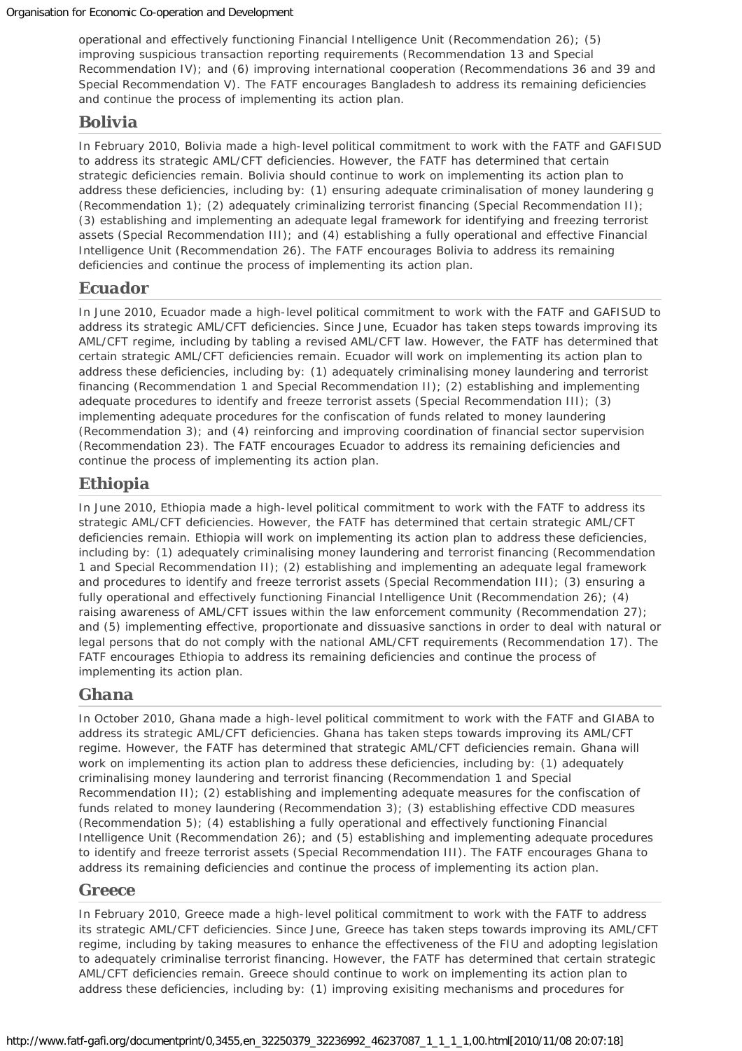operational and effectively functioning Financial Intelligence Unit (Recommendation 26); (5) improving suspicious transaction reporting requirements (Recommendation 13 and Special Recommendation IV); and (6) improving international cooperation (Recommendations 36 and 39 and Special Recommendation V). The FATF encourages Bangladesh to address its remaining deficiencies and continue the process of implementing its action plan.

## Bolivia

In February 2010, Bolivia made a high-level political commitment to work with the FATF and GAFISUD to address its strategic AML/CFT deficiencies. However, the FATF has determined that certain strategic deficiencies remain. Bolivia should continue to work on implementing its action plan to address these deficiencies, including by: (1) ensuring adequate criminalisation of money laundering g (Recommendation 1); (2) adequately criminalizing terrorist financing (Special Recommendation II); (3) establishing and implementing an adequate legal framework for identifying and freezing terrorist assets (Special Recommendation III); and (4) establishing a fully operational and effective Financial Intelligence Unit (Recommendation 26). The FATF encourages Bolivia to address its remaining deficiencies and continue the process of implementing its action plan.

## Ecuador

In June 2010, Ecuador made a high-level political commitment to work with the FATF and GAFISUD to address its strategic AML/CFT deficiencies. Since June, Ecuador has taken steps towards improving its AML/CFT regime, including by tabling a revised AML/CFT law. However, the FATF has determined that certain strategic AML/CFT deficiencies remain. Ecuador will work on implementing its action plan to address these deficiencies, including by: (1) adequately criminalising money laundering and terrorist financing (Recommendation 1 and Special Recommendation II); (2) establishing and implementing adequate procedures to identify and freeze terrorist assets (Special Recommendation III); (3) implementing adequate procedures for the confiscation of funds related to money laundering (Recommendation 3); and (4) reinforcing and improving coordination of financial sector supervision (Recommendation 23). The FATF encourages Ecuador to address its remaining deficiencies and continue the process of implementing its action plan.

## Ethiopia

In June 2010, Ethiopia made a high-level political commitment to work with the FATF to address its strategic AML/CFT deficiencies. However, the FATF has determined that certain strategic AML/CFT deficiencies remain. Ethiopia will work on implementing its action plan to address these deficiencies, including by: (1) adequately criminalising money laundering and terrorist financing (Recommendation 1 and Special Recommendation II); (2) establishing and implementing an adequate legal framework and procedures to identify and freeze terrorist assets (Special Recommendation III); (3) ensuring a fully operational and effectively functioning Financial Intelligence Unit (Recommendation 26); (4) raising awareness of AML/CFT issues within the law enforcement community (Recommendation 27); and (5) implementing effective, proportionate and dissuasive sanctions in order to deal with natural or legal persons that do not comply with the national AML/CFT requirements (Recommendation 17). The FATF encourages Ethiopia to address its remaining deficiencies and continue the process of implementing its action plan.

## Ghana

In October 2010, Ghana made a high-level political commitment to work with the FATF and GIABA to address its strategic AML/CFT deficiencies. Ghana has taken steps towards improving its AML/CFT regime. However, the FATF has determined that strategic AML/CFT deficiencies remain. Ghana will work on implementing its action plan to address these deficiencies, including by: (1) adequately criminalising money laundering and terrorist financing (Recommendation 1 and Special Recommendation II); (2) establishing and implementing adequate measures for the confiscation of funds related to money laundering (Recommendation 3); (3) establishing effective CDD measures (Recommendation 5); (4) establishing a fully operational and effectively functioning Financial Intelligence Unit (Recommendation 26); and (5) establishing and implementing adequate procedures to identify and freeze terrorist assets (Special Recommendation III). The FATF encourages Ghana to address its remaining deficiencies and continue the process of implementing its action plan.

## Greece

In February 2010, Greece made a high-level political commitment to work with the FATF to address its strategic AML/CFT deficiencies. Since June, Greece has taken steps towards improving its AML/CFT regime, including by taking measures to enhance the effectiveness of the FIU and adopting legislation to adequately criminalise terrorist financing. However, the FATF has determined that certain strategic AML/CFT deficiencies remain. Greece should continue to work on implementing its action plan to address these deficiencies, including by: (1) improving exisiting mechanisms and procedures for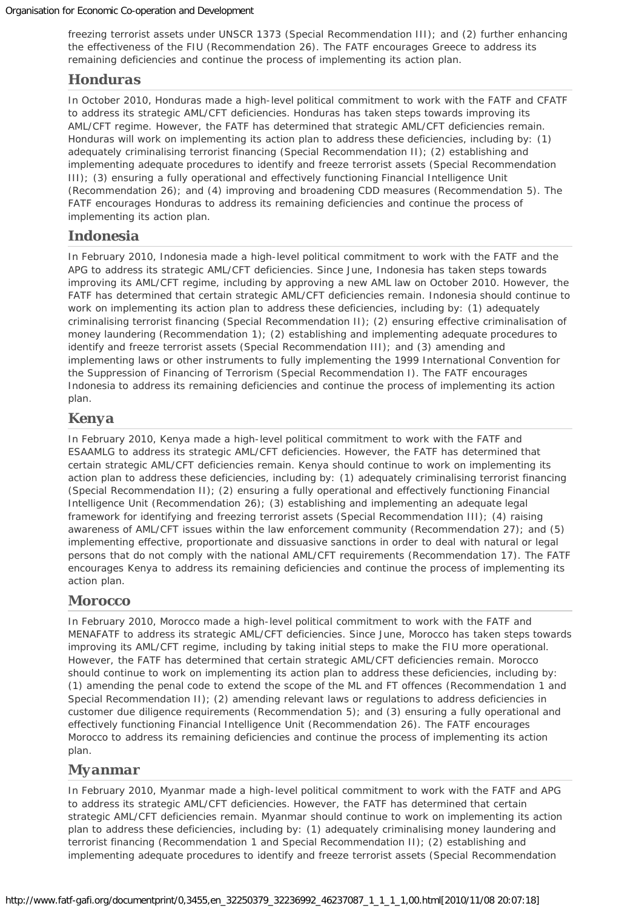freezing terrorist assets under UNSCR 1373 (Special Recommendation III); and (2) further enhancing the effectiveness of the FIU (Recommendation 26). The FATF encourages Greece to address its remaining deficiencies and continue the process of implementing its action plan.

## Honduras

In October 2010, Honduras made a high-level political commitment to work with the FATF and CFATF to address its strategic AML/CFT deficiencies. Honduras has taken steps towards improving its AML/CFT regime. However, the FATF has determined that strategic AML/CFT deficiencies remain. Honduras will work on implementing its action plan to address these deficiencies, including by: (1) adequately criminalising terrorist financing (Special Recommendation II); (2) establishing and implementing adequate procedures to identify and freeze terrorist assets (Special Recommendation III); (3) ensuring a fully operational and effectively functioning Financial Intelligence Unit (Recommendation 26); and (4) improving and broadening CDD measures (Recommendation 5). The FATF encourages Honduras to address its remaining deficiencies and continue the process of implementing its action plan.

## Indonesia

In February 2010, Indonesia made a high-level political commitment to work with the FATF and the APG to address its strategic AML/CFT deficiencies. Since June, Indonesia has taken steps towards improving its AML/CFT regime, including by approving a new AML law on October 2010. However, the FATF has determined that certain strategic AML/CFT deficiencies remain. Indonesia should continue to work on implementing its action plan to address these deficiencies, including by: (1) adequately criminalising terrorist financing (Special Recommendation II); (2) ensuring effective criminalisation of money laundering (Recommendation 1); (2) establishing and implementing adequate procedures to identify and freeze terrorist assets (Special Recommendation III); and (3) amending and implementing laws or other instruments to fully implementing the 1999 International Convention for the Suppression of Financing of Terrorism (Special Recommendation I). The FATF encourages Indonesia to address its remaining deficiencies and continue the process of implementing its action plan.

## Kenya

In February 2010, Kenya made a high-level political commitment to work with the FATF and ESAAMLG to address its strategic AML/CFT deficiencies. However, the FATF has determined that certain strategic AML/CFT deficiencies remain. Kenya should continue to work on implementing its action plan to address these deficiencies, including by: (1) adequately criminalising terrorist financing (Special Recommendation II); (2) ensuring a fully operational and effectively functioning Financial Intelligence Unit (Recommendation 26); (3) establishing and implementing an adequate legal framework for identifying and freezing terrorist assets (Special Recommendation III); (4) raising awareness of AML/CFT issues within the law enforcement community (Recommendation 27); and (5) implementing effective, proportionate and dissuasive sanctions in order to deal with natural or legal persons that do not comply with the national AML/CFT requirements (Recommendation 17). The FATF encourages Kenya to address its remaining deficiencies and continue the process of implementing its action plan.

## Morocco

In February 2010, Morocco made a high-level political commitment to work with the FATF and MENAFATF to address its strategic AML/CFT deficiencies. Since June, Morocco has taken steps towards improving its AML/CFT regime, including by taking initial steps to make the FIU more operational. However, the FATF has determined that certain strategic AML/CFT deficiencies remain. Morocco should continue to work on implementing its action plan to address these deficiencies, including by: (1) amending the penal code to extend the scope of the ML and FT offences (Recommendation 1 and Special Recommendation II); (2) amending relevant laws or regulations to address deficiencies in customer due diligence requirements (Recommendation 5); and (3) ensuring a fully operational and effectively functioning Financial Intelligence Unit (Recommendation 26). The FATF encourages Morocco to address its remaining deficiencies and continue the process of implementing its action plan.

## Myanmar

In February 2010, Myanmar made a high-level political commitment to work with the FATF and APG to address its strategic AML/CFT deficiencies. However, the FATF has determined that certain strategic AML/CFT deficiencies remain. Myanmar should continue to work on implementing its action plan to address these deficiencies, including by: (1) adequately criminalising money laundering and terrorist financing (Recommendation 1 and Special Recommendation II); (2) establishing and implementing adequate procedures to identify and freeze terrorist assets (Special Recommendation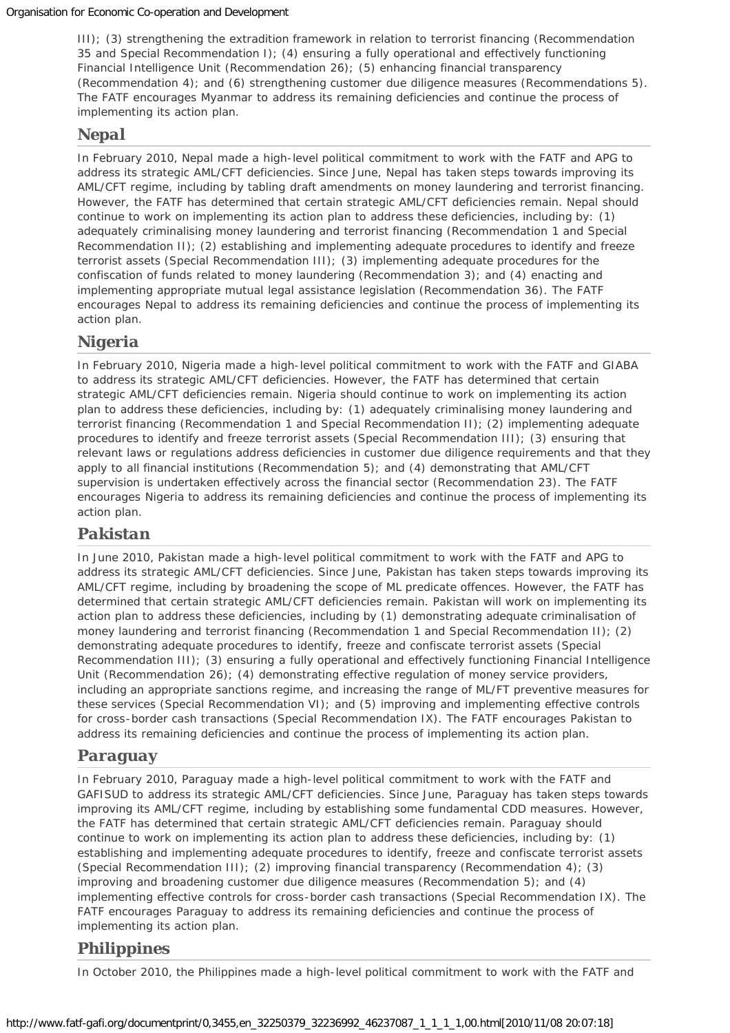III); (3) strengthening the extradition framework in relation to terrorist financing (Recommendation 35 and Special Recommendation I); (4) ensuring a fully operational and effectively functioning Financial Intelligence Unit (Recommendation 26); (5) enhancing financial transparency (Recommendation 4); and (6) strengthening customer due diligence measures (Recommendations 5). The FATF encourages Myanmar to address its remaining deficiencies and continue the process of implementing its action plan.

## Nepal

In February 2010, Nepal made a high-level political commitment to work with the FATF and APG to address its strategic AML/CFT deficiencies. Since June, Nepal has taken steps towards improving its AML/CFT regime, including by tabling draft amendments on money laundering and terrorist financing. However, the FATF has determined that certain strategic AML/CFT deficiencies remain. Nepal should continue to work on implementing its action plan to address these deficiencies, including by: (1) adequately criminalising money laundering and terrorist financing (Recommendation 1 and Special Recommendation II); (2) establishing and implementing adequate procedures to identify and freeze terrorist assets (Special Recommendation III); (3) implementing adequate procedures for the confiscation of funds related to money laundering (Recommendation 3); and (4) enacting and implementing appropriate mutual legal assistance legislation (Recommendation 36). The FATF encourages Nepal to address its remaining deficiencies and continue the process of implementing its action plan.

## Nigeria

In February 2010, Nigeria made a high-level political commitment to work with the FATF and GIABA to address its strategic AML/CFT deficiencies. However, the FATF has determined that certain strategic AML/CFT deficiencies remain. Nigeria should continue to work on implementing its action plan to address these deficiencies, including by: (1) adequately criminalising money laundering and terrorist financing (Recommendation 1 and Special Recommendation II); (2) implementing adequate procedures to identify and freeze terrorist assets (Special Recommendation III); (3) ensuring that relevant laws or regulations address deficiencies in customer due diligence requirements and that they apply to all financial institutions (Recommendation 5); and (4) demonstrating that AML/CFT supervision is undertaken effectively across the financial sector (Recommendation 23). The FATF encourages Nigeria to address its remaining deficiencies and continue the process of implementing its action plan.

## Pakistan

In June 2010, Pakistan made a high-level political commitment to work with the FATF and APG to address its strategic AML/CFT deficiencies. Since June, Pakistan has taken steps towards improving its AML/CFT regime, including by broadening the scope of ML predicate offences. However, the FATF has determined that certain strategic AML/CFT deficiencies remain. Pakistan will work on implementing its action plan to address these deficiencies, including by (1) demonstrating adequate criminalisation of money laundering and terrorist financing (Recommendation 1 and Special Recommendation II); (2) demonstrating adequate procedures to identify, freeze and confiscate terrorist assets (Special Recommendation III); (3) ensuring a fully operational and effectively functioning Financial Intelligence Unit (Recommendation 26); (4) demonstrating effective regulation of money service providers, including an appropriate sanctions regime, and increasing the range of ML/FT preventive measures for these services (Special Recommendation VI); and (5) improving and implementing effective controls for cross-border cash transactions (Special Recommendation IX). The FATF encourages Pakistan to address its remaining deficiencies and continue the process of implementing its action plan.

## Paraguay

In February 2010, Paraguay made a high-level political commitment to work with the FATF and GAFISUD to address its strategic AML/CFT deficiencies. Since June, Paraguay has taken steps towards improving its AML/CFT regime, including by establishing some fundamental CDD measures. However, the FATF has determined that certain strategic AML/CFT deficiencies remain. Paraguay should continue to work on implementing its action plan to address these deficiencies, including by: (1) establishing and implementing adequate procedures to identify, freeze and confiscate terrorist assets (Special Recommendation III); (2) improving financial transparency (Recommendation 4); (3) improving and broadening customer due diligence measures (Recommendation 5); and (4) implementing effective controls for cross-border cash transactions (Special Recommendation IX). The FATF encourages Paraguay to address its remaining deficiencies and continue the process of implementing its action plan.

## Philippines

In October 2010, the Philippines made a high-level political commitment to work with the FATF and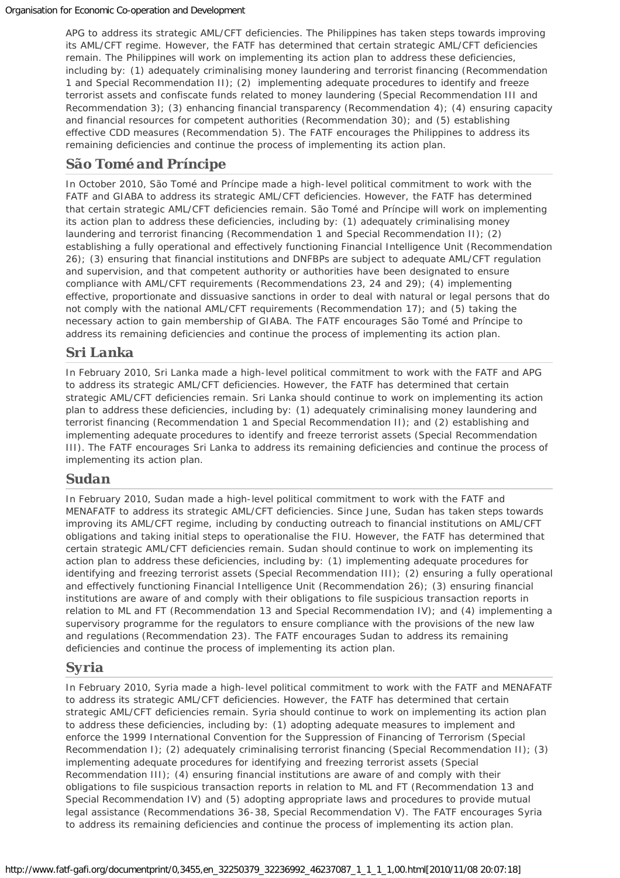APG to address its strategic AML/CFT deficiencies. The Philippines has taken steps towards improving its AML/CFT regime. However, the FATF has determined that certain strategic AML/CFT deficiencies remain. The Philippines will work on implementing its action plan to address these deficiencies, including by: (1) adequately criminalising money laundering and terrorist financing (Recommendation 1 and Special Recommendation II); (2) implementing adequate procedures to identify and freeze terrorist assets and confiscate funds related to money laundering (Special Recommendation III and Recommendation 3); (3) enhancing financial transparency (Recommendation 4); (4) ensuring capacity and financial resources for competent authorities (Recommendation 30); and (5) establishing effective CDD measures (Recommendation 5). The FATF encourages the Philippines to address its remaining deficiencies and continue the process of implementing its action plan.

## São Tomé and Príncipe

In October 2010, São Tomé and Príncipe made a high-level political commitment to work with the FATF and GIABA to address its strategic AML/CFT deficiencies. However, the FATF has determined that certain strategic AML/CFT deficiencies remain. São Tomé and Príncipe will work on implementing its action plan to address these deficiencies, including by: (1) adequately criminalising money laundering and terrorist financing (Recommendation 1 and Special Recommendation II); (2) establishing a fully operational and effectively functioning Financial Intelligence Unit (Recommendation 26); (3) ensuring that financial institutions and DNFBPs are subject to adequate AML/CFT regulation and supervision, and that competent authority or authorities have been designated to ensure compliance with AML/CFT requirements (Recommendations 23, 24 and 29); (4) implementing effective, proportionate and dissuasive sanctions in order to deal with natural or legal persons that do not comply with the national AML/CFT requirements (Recommendation 17); and (5) taking the necessary action to gain membership of GIABA. The FATF encourages São Tomé and Príncipe to address its remaining deficiencies and continue the process of implementing its action plan.

## Sri Lanka

In February 2010, Sri Lanka made a high-level political commitment to work with the FATF and APG to address its strategic AML/CFT deficiencies. However, the FATF has determined that certain strategic AML/CFT deficiencies remain. Sri Lanka should continue to work on implementing its action plan to address these deficiencies, including by: (1) adequately criminalising money laundering and terrorist financing (Recommendation 1 and Special Recommendation II); and (2) establishing and implementing adequate procedures to identify and freeze terrorist assets (Special Recommendation III). The FATF encourages Sri Lanka to address its remaining deficiencies and continue the process of implementing its action plan.

## Sudan

In February 2010, Sudan made a high-level political commitment to work with the FATF and MENAFATF to address its strategic AML/CFT deficiencies. Since June, Sudan has taken steps towards improving its AML/CFT regime, including by conducting outreach to financial institutions on AML/CFT obligations and taking initial steps to operationalise the FIU. However, the FATF has determined that certain strategic AML/CFT deficiencies remain. Sudan should continue to work on implementing its action plan to address these deficiencies, including by: (1) implementing adequate procedures for identifying and freezing terrorist assets (Special Recommendation III); (2) ensuring a fully operational and effectively functioning Financial Intelligence Unit (Recommendation 26); (3) ensuring financial institutions are aware of and comply with their obligations to file suspicious transaction reports in relation to ML and FT (Recommendation 13 and Special Recommendation IV); and (4) implementing a supervisory programme for the regulators to ensure compliance with the provisions of the new law and regulations (Recommendation 23). The FATF encourages Sudan to address its remaining deficiencies and continue the process of implementing its action plan.

## Syria

In February 2010, Syria made a high-level political commitment to work with the FATF and MENAFATF to address its strategic AML/CFT deficiencies. However, the FATF has determined that certain strategic AML/CFT deficiencies remain. Syria should continue to work on implementing its action plan to address these deficiencies, including by: (1) adopting adequate measures to implement and enforce the 1999 International Convention for the Suppression of Financing of Terrorism (Special Recommendation I); (2) adequately criminalising terrorist financing (Special Recommendation II); (3) implementing adequate procedures for identifying and freezing terrorist assets (Special Recommendation III); (4) ensuring financial institutions are aware of and comply with their obligations to file suspicious transaction reports in relation to ML and FT (Recommendation 13 and Special Recommendation IV) and (5) adopting appropriate laws and procedures to provide mutual legal assistance (Recommendations 36-38, Special Recommendation V). The FATF encourages Syria to address its remaining deficiencies and continue the process of implementing its action plan.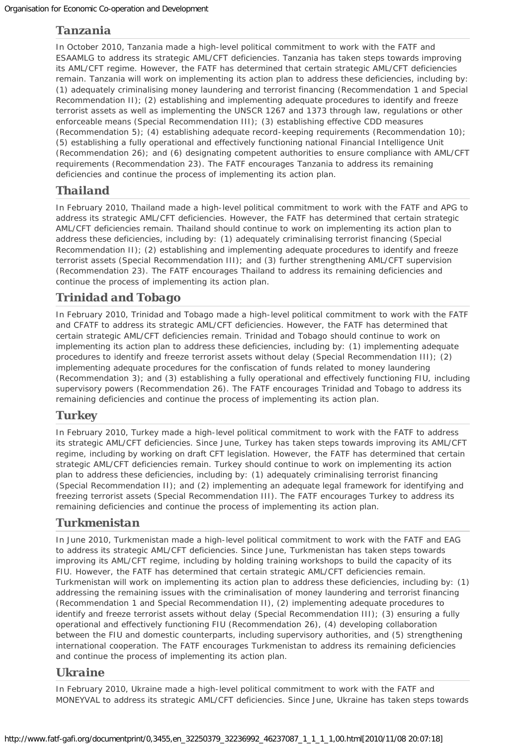## Tanzania

In October 2010, Tanzania made a high-level political commitment to work with the FATF and ESAAMLG to address its strategic AML/CFT deficiencies. Tanzania has taken steps towards improving its AML/CFT regime. However, the FATF has determined that certain strategic AML/CFT deficiencies remain. Tanzania will work on implementing its action plan to address these deficiencies, including by: (1) adequately criminalising money laundering and terrorist financing (Recommendation 1 and Special Recommendation II); (2) establishing and implementing adequate procedures to identify and freeze terrorist assets as well as implementing the UNSCR 1267 and 1373 through law, regulations or other enforceable means (Special Recommendation III); (3) establishing effective CDD measures (Recommendation 5); (4) establishing adequate record-keeping requirements (Recommendation 10); (5) establishing a fully operational and effectively functioning national Financial Intelligence Unit (Recommendation 26); and (6) designating competent authorities to ensure compliance with AML/CFT requirements (Recommendation 23). The FATF encourages Tanzania to address its remaining deficiencies and continue the process of implementing its action plan.

## Thailand

In February 2010, Thailand made a high-level political commitment to work with the FATF and APG to address its strategic AML/CFT deficiencies. However, the FATF has determined that certain strategic AML/CFT deficiencies remain. Thailand should continue to work on implementing its action plan to address these deficiencies, including by: (1) adequately criminalising terrorist financing (Special Recommendation II); (2) establishing and implementing adequate procedures to identify and freeze terrorist assets (Special Recommendation III); and (3) further strengthening AML/CFT supervision (Recommendation 23). The FATF encourages Thailand to address its remaining deficiencies and continue the process of implementing its action plan.

## Trinidad and Tobago

In February 2010, Trinidad and Tobago made a high-level political commitment to work with the FATF and CFATF to address its strategic AML/CFT deficiencies. However, the FATF has determined that certain strategic AML/CFT deficiencies remain. Trinidad and Tobago should continue to work on implementing its action plan to address these deficiencies, including by: (1) implementing adequate procedures to identify and freeze terrorist assets without delay (Special Recommendation III); (2) implementing adequate procedures for the confiscation of funds related to money laundering (Recommendation 3); and (3) establishing a fully operational and effectively functioning FIU, including supervisory powers (Recommendation 26). The FATF encourages Trinidad and Tobago to address its remaining deficiencies and continue the process of implementing its action plan.

## Turkey

In February 2010, Turkey made a high-level political commitment to work with the FATF to address its strategic AML/CFT deficiencies. Since June, Turkey has taken steps towards improving its AML/CFT regime, including by working on draft CFT legislation. However, the FATF has determined that certain strategic AML/CFT deficiencies remain. Turkey should continue to work on implementing its action plan to address these deficiencies, including by: (1) adequately criminalising terrorist financing (Special Recommendation II); and (2) implementing an adequate legal framework for identifying and freezing terrorist assets (Special Recommendation III). The FATF encourages Turkey to address its remaining deficiencies and continue the process of implementing its action plan.

## Turkmenistan

In June 2010, Turkmenistan made a high-level political commitment to work with the FATF and EAG to address its strategic AML/CFT deficiencies. Since June, Turkmenistan has taken steps towards improving its AML/CFT regime, including by holding training workshops to build the capacity of its FIU. However, the FATF has determined that certain strategic AML/CFT deficiencies remain. Turkmenistan will work on implementing its action plan to address these deficiencies, including by: (1) addressing the remaining issues with the criminalisation of money laundering and terrorist financing (Recommendation 1 and Special Recommendation II), (2) implementing adequate procedures to identify and freeze terrorist assets without delay (Special Recommendation III); (3) ensuring a fully operational and effectively functioning FIU (Recommendation 26), (4) developing collaboration between the FIU and domestic counterparts, including supervisory authorities, and (5) strengthening international cooperation. The FATF encourages Turkmenistan to address its remaining deficiencies and continue the process of implementing its action plan.

## Ukraine

In February 2010, Ukraine made a high-level political commitment to work with the FATF and MONEYVAL to address its strategic AML/CFT deficiencies. Since June, Ukraine has taken steps towards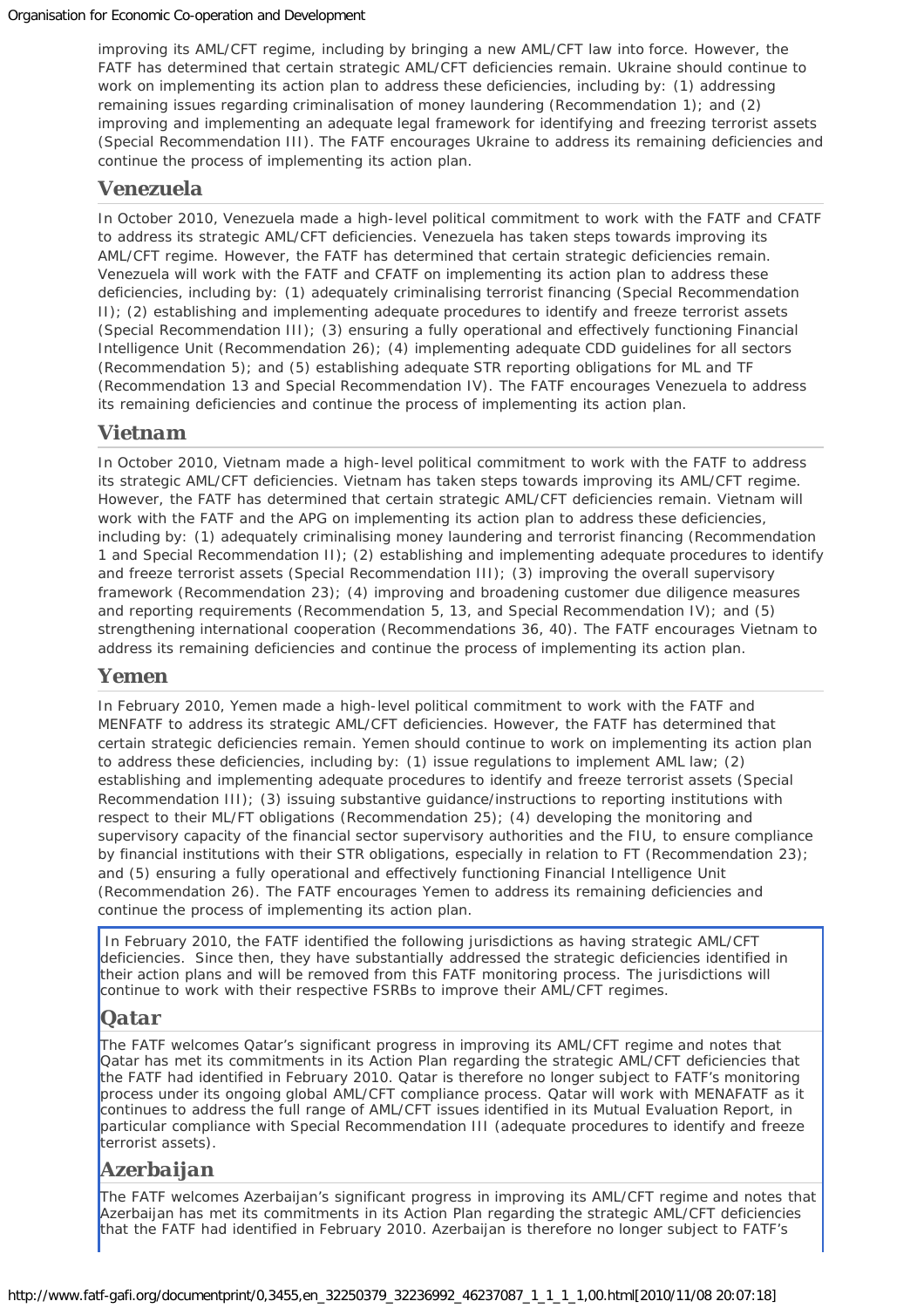improving its AML/CFT regime, including by bringing a new AML/CFT law into force. However, the FATF has determined that certain strategic AML/CFT deficiencies remain. Ukraine should continue to work on implementing its action plan to address these deficiencies, including by: (1) addressing remaining issues regarding criminalisation of money laundering (Recommendation 1); and (2) improving and implementing an adequate legal framework for identifying and freezing terrorist assets (Special Recommendation III). The FATF encourages Ukraine to address its remaining deficiencies and continue the process of implementing its action plan.

## Venezuela

In October 2010, Venezuela made a high-level political commitment to work with the FATF and CFATF to address its strategic AML/CFT deficiencies. Venezuela has taken steps towards improving its AML/CFT regime. However, the FATF has determined that certain strategic deficiencies remain. Venezuela will work with the FATF and CFATF on implementing its action plan to address these deficiencies, including by: (1) adequately criminalising terrorist financing (Special Recommendation II); (2) establishing and implementing adequate procedures to identify and freeze terrorist assets (Special Recommendation III); (3) ensuring a fully operational and effectively functioning Financial Intelligence Unit (Recommendation 26); (4) implementing adequate CDD guidelines for all sectors (Recommendation 5); and (5) establishing adequate STR reporting obligations for ML and TF (Recommendation 13 and Special Recommendation IV). The FATF encourages Venezuela to address its remaining deficiencies and continue the process of implementing its action plan.

## Vietnam

In October 2010, Vietnam made a high-level political commitment to work with the FATF to address its strategic AML/CFT deficiencies. Vietnam has taken steps towards improving its AML/CFT regime. However, the FATF has determined that certain strategic AML/CFT deficiencies remain. Vietnam will work with the FATF and the APG on implementing its action plan to address these deficiencies, including by: (1) adequately criminalising money laundering and terrorist financing (Recommendation 1 and Special Recommendation II); (2) establishing and implementing adequate procedures to identify and freeze terrorist assets (Special Recommendation III); (3) improving the overall supervisory framework (Recommendation 23); (4) improving and broadening customer due diligence measures and reporting requirements (Recommendation 5, 13, and Special Recommendation IV); and (5) strengthening international cooperation (Recommendations 36, 40). The FATF encourages Vietnam to address its remaining deficiencies and continue the process of implementing its action plan.

## Yemen

In February 2010, Yemen made a high-level political commitment to work with the FATF and MENFATF to address its strategic AML/CFT deficiencies. However, the FATF has determined that certain strategic deficiencies remain. Yemen should continue to work on implementing its action plan to address these deficiencies, including by: (1) issue regulations to implement AML law; (2) establishing and implementing adequate procedures to identify and freeze terrorist assets (Special Recommendation III); (3) issuing substantive guidance/instructions to reporting institutions with respect to their ML/FT obligations (Recommendation 25); (4) developing the monitoring and supervisory capacity of the financial sector supervisory authorities and the FIU, to ensure compliance by financial institutions with their STR obligations, especially in relation to FT (Recommendation 23); and (5) ensuring a fully operational and effectively functioning Financial Intelligence Unit (Recommendation 26). The FATF encourages Yemen to address its remaining deficiencies and continue the process of implementing its action plan.

In February 2010, the FATF identified the following jurisdictions as having strategic AML/CFT deficiencies. Since then, they have substantially addressed the strategic deficiencies identified in their action plans and will be removed from this FATF monitoring process. The jurisdictions will continue to work with their respective FSRBs to improve their AML/CFT regimes.

## Qatar

The FATF welcomes Qatar's significant progress in improving its AML/CFT regime and notes that Qatar has met its commitments in its Action Plan regarding the strategic AML/CFT deficiencies that the FATF had identified in February 2010. Qatar is therefore no longer subject to FATF's monitoring process under its ongoing global AML/CFT compliance process. Qatar will work with MENAFATF as it continues to address the full range of AML/CFT issues identified in its Mutual Evaluation Report, in particular compliance with Special Recommendation III (adequate procedures to identify and freeze terrorist assets).

## Azerbaijan

The FATF welcomes Azerbaijan's significant progress in improving its AML/CFT regime and notes that Azerbaijan has met its commitments in its Action Plan regarding the strategic AML/CFT deficiencies that the FATF had identified in February 2010. Azerbaijan is therefore no longer subject to FATF's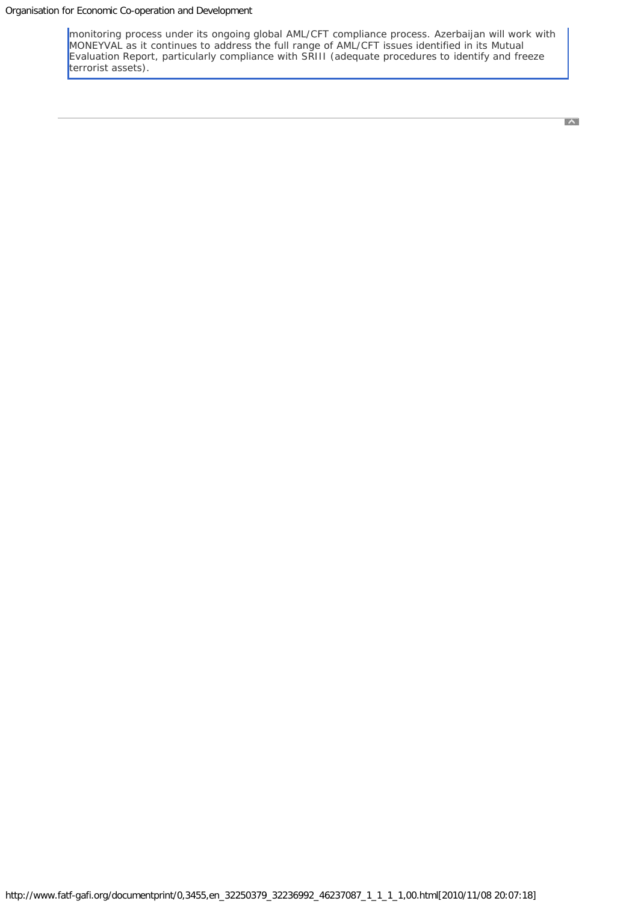monitoring process under its ongoing global AML/CFT compliance process. Azerbaijan will work with MONEYVAL as it continues to address the full range of AML/CFT issues identified in its Mutual Evaluation Report, particularly compliance with SRIII (adequate procedures to identify and freeze terrorist assets).